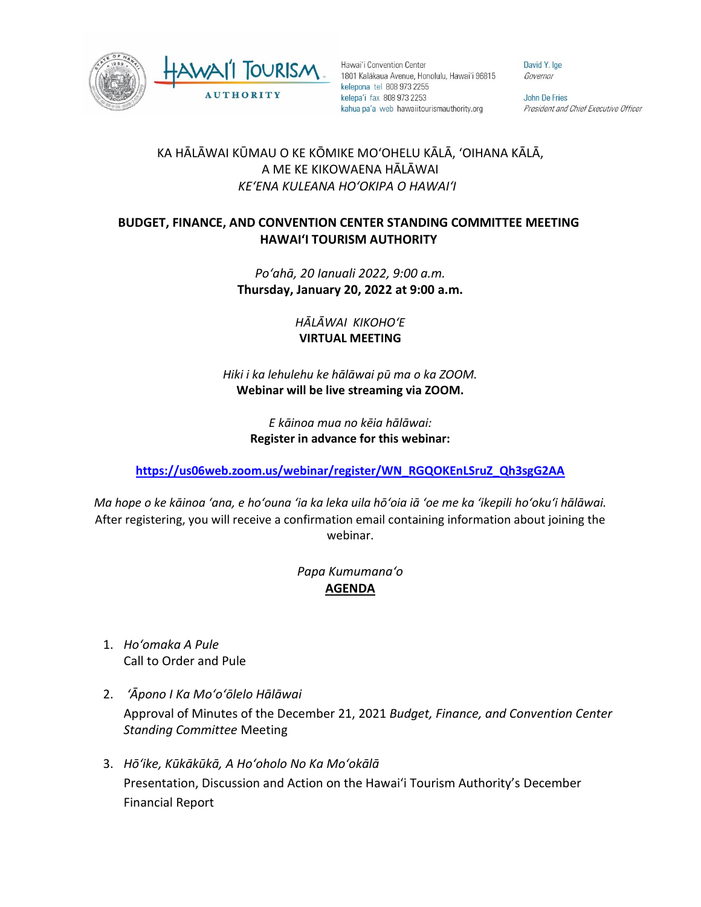Hawaiʻi Convention Center
1801 Kalākaua Avenue, Honolulu, Hawaiʻi 96815
kelepona tel 808 973 2255
kelepaʻi fax 808 973 2253
kahua paʻa web hawaiitourismauthority.org

David Y. Ige
*Governor*

John De Fries
*President and Chief Executive Officer*

KA HĀLĀWAI KŪMAU O KE KŌMIKE MOʻOHELU KĀLĀ, ʻOIHANA KĀLĀ, A ME KE KIKOWAENA HĀLĀWAI
*KEʻENA KULEANA HOʻOKIPA O HAWAIʻI*

**BUDGET, FINANCE, AND CONVENTION CENTER STANDING COMMITTEE MEETING**
**HAWAIʻI TOURISM AUTHORITY**

*Poʻahā, 20 Ianuali 2022, 9:00 a.m.*
**Thursday, January 20, 2022 at 9:00 a.m.**

*HĀLĀWAI KIKOHOʻE*
**VIRTUAL MEETING**

*Hiki i ka lehulehu ke hālāwai pū ma o ka ZOOM.*
**Webinar will be live streaming via ZOOM.**

*E kāinoa mua no kēia hālāwai:*
**Register in advance for this webinar:**

**https://us06web.zoom.us/webinar/register/WN_RGQOKEnLSruZ_Qh3sgG2AA**

*Ma hope o ke kāinoa ʻana, e hoʻouna ʻia ka leka uila hōʻoia iā ʻoe me ka ʻikepili hoʻokuʻi hālāwai.*
After registering, you will receive a confirmation email containing information about joining the webinar.

*Papa Kumumanaʻo*
**AGENDA**

1. *Hoʻomaka A Pule*
   Call to Order and Pule

2. *ʻĀpono I Ka Moʻoʻōlelo Hālāwai*
   Approval of Minutes of the December 21, 2021 *Budget, Finance, and Convention Center Standing Committee* Meeting

3. *Hōʻike, Kūkākūkā, A Hoʻoholo No Ka Moʻokālā*
   Presentation, Discussion and Action on the Hawaiʻi Tourism Authority's December Financial Report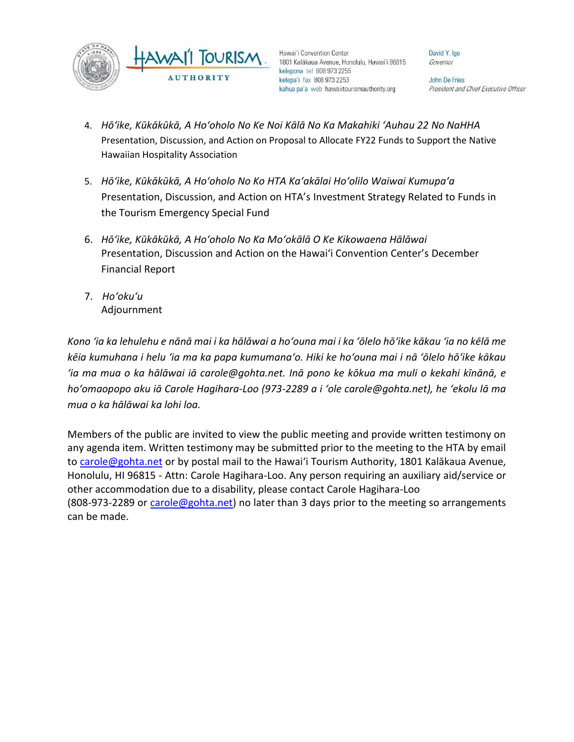4. *Hōʻike, Kūkākūkā, A Hoʻoholo No Ke Noi Kālā No Ka Makahiki ʻAuhau 22 No NaHHA*
   Presentation, Discussion, and Action on Proposal to Allocate FY22 Funds to Support the Native Hawaiian Hospitality Association

5. *Hōʻike, Kūkākūkā, A Hoʻoholo No Ko HTA Kaʻakālai Hoʻolilo Waiwai Kumupaʻa*
   Presentation, Discussion, and Action on HTA's Investment Strategy Related to Funds in the Tourism Emergency Special Fund

6. *Hōʻike, Kūkākūkā, A Hoʻoholo No Ka Moʻokālā O Ke Kikowaena Hālāwai*
   Presentation, Discussion and Action on the Hawaiʻi Convention Center's December Financial Report

7. *Hoʻokuʻu*
   Adjournment

*Kono ʻia ka lehulehu e nānā mai i ka hālāwai a hoʻouna mai i ka ʻōlelo hōʻike kākau ʻia no kēlā me kēia kumuhana i helu ʻia ma ka papa kumumanaʻo. Hiki ke hoʻouna mai i nā ʻōlelo hōʻike kākau ʻia ma mua o ka hālāwai iā carole@gohta.net. Inā pono ke kōkua ma muli o kekahi kīnānā, e hoʻomaopopo aku iā Carole Hagihara-Loo (973-2289 a i ʻole carole@gohta.net), he ʻekolu lā ma mua o ka hālāwai ka lohi loa.*

Members of the public are invited to view the public meeting and provide written testimony on any agenda item. Written testimony may be submitted prior to the meeting to the HTA by email to carole@gohta.net or by postal mail to the Hawaiʻi Tourism Authority, 1801 Kalākaua Avenue, Honolulu, HI 96815 - Attn: Carole Hagihara-Loo. Any person requiring an auxiliary aid/service or other accommodation due to a disability, please contact Carole Hagihara-Loo (808-973-2289 or carole@gohta.net) no later than 3 days prior to the meeting so arrangements can be made.